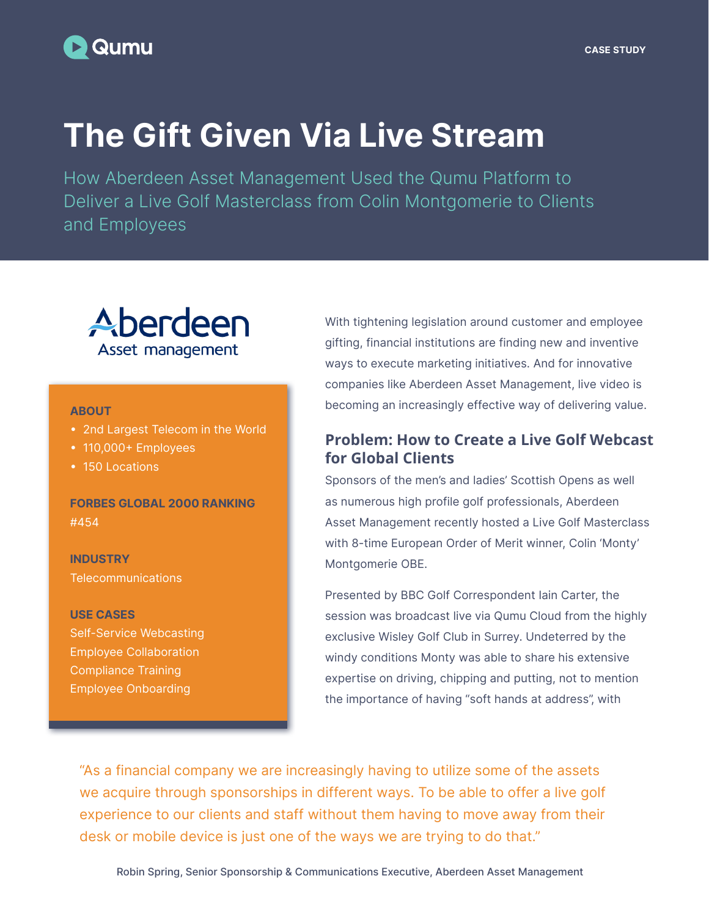Qumu

CASE STUDY

# The Gift Given Via Live Stream

How Aberdeen Asset Management Used the Qumu Platform to Deliver a Live Golf Masterclass from Colin Montgomerie to Clients and Employees

Aberdeen Asset management

**ABOUT**

- 2nd Largest Telecom in the World
- 110,000+ Employees
- 150 Locations

**FORBES GLOBAL 2000 RANKING**

#454

**INDUSTRY**

Telecommunications

**USE CASES**

Self-Service Webcasting
Employee Collaboration
Compliance Training
Employee Onboarding

With tightening legislation around customer and employee gifting, financial institutions are finding new and inventive ways to execute marketing initiatives. And for innovative companies like Aberdeen Asset Management, live video is becoming an increasingly effective way of delivering value.

## Problem: How to Create a Live Golf Webcast for Global Clients

Sponsors of the men's and ladies' Scottish Opens as well as numerous high profile golf professionals, Aberdeen Asset Management recently hosted a Live Golf Masterclass with 8-time European Order of Merit winner, Colin 'Monty' Montgomerie OBE.

Presented by BBC Golf Correspondent Iain Carter, the session was broadcast live via Qumu Cloud from the highly exclusive Wisley Golf Club in Surrey. Undeterred by the windy conditions Monty was able to share his extensive expertise on driving, chipping and putting, not to mention the importance of having "soft hands at address", with

> "As a financial company we are increasingly having to utilize some of the assets we acquire through sponsorships in different ways. To be able to offer a live golf experience to our clients and staff without them having to move away from their desk or mobile device is just one of the ways we are trying to do that."
>
> Robin Spring, Senior Sponsorship & Communications Executive, Aberdeen Asset Management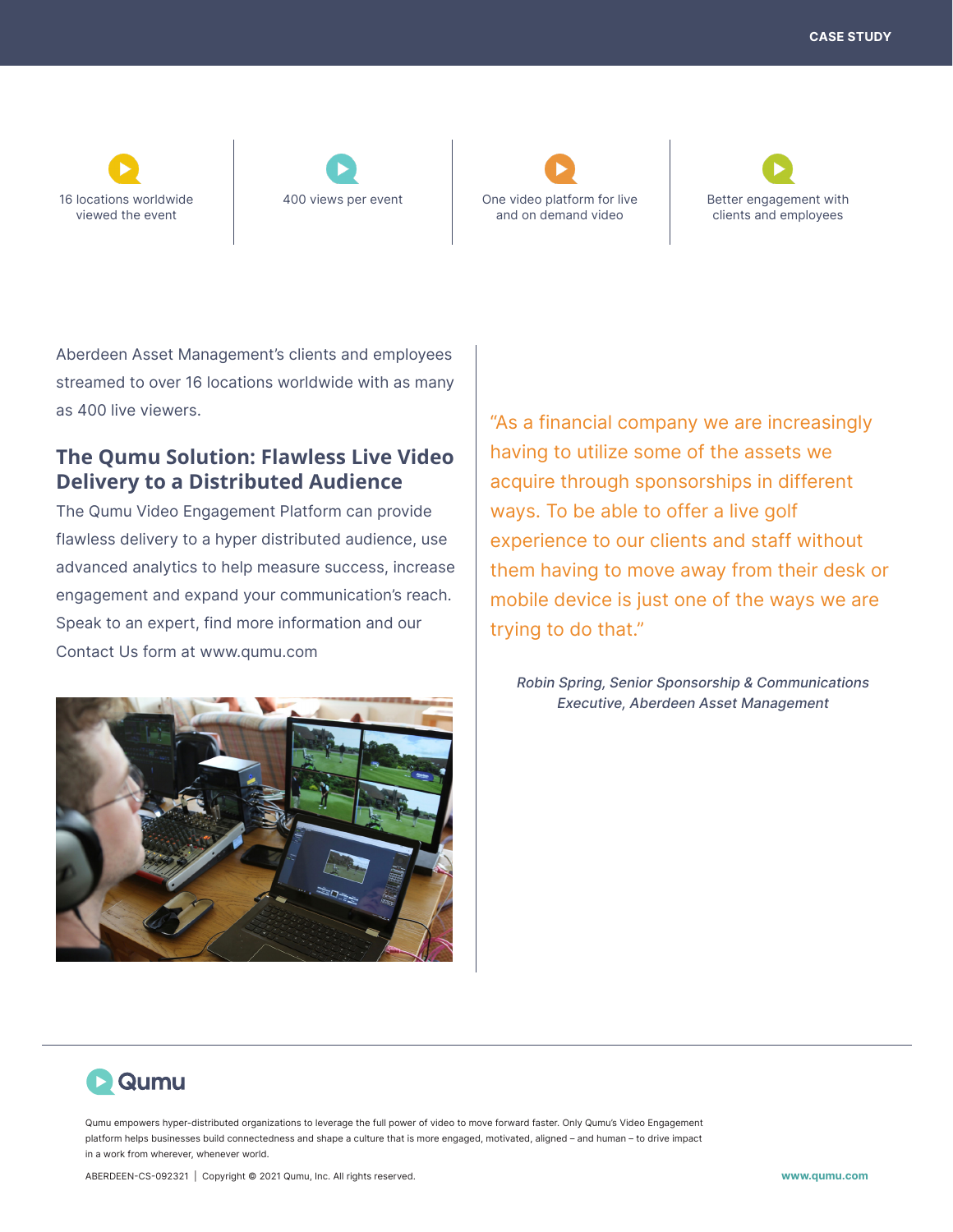16 locations worldwide viewed the event

400 views per event

One video platform for live and on demand video

Better engagement with clients and employees

Aberdeen Asset Management's clients and employees streamed to over 16 locations worldwide with as many as 400 live viewers.

## The Qumu Solution: Flawless Live Video Delivery to a Distributed Audience

The Qumu Video Engagement Platform can provide flawless delivery to a hyper distributed audience, use advanced analytics to help measure success, increase engagement and expand your communication's reach. Speak to an expert, find more information and our Contact Us form at www.qumu.com

"As a financial company we are increasingly having to utilize some of the assets we acquire through sponsorships in different ways. To be able to offer a live golf experience to our clients and staff without them having to move away from their desk or mobile device is just one of the ways we are trying to do that."

*Robin Spring, Senior Sponsorship & Communications Executive, Aberdeen Asset Management*

Qumu

Qumu empowers hyper-distributed organizations to leverage the full power of video to move forward faster. Only Qumu's Video Engagement platform helps businesses build connectedness and shape a culture that is more engaged, motivated, aligned – and human – to drive impact in a work from wherever, whenever world.

ABERDEEN-CS-092321 | Copyright © 2021 Qumu, Inc. All rights reserved.

www.qumu.com